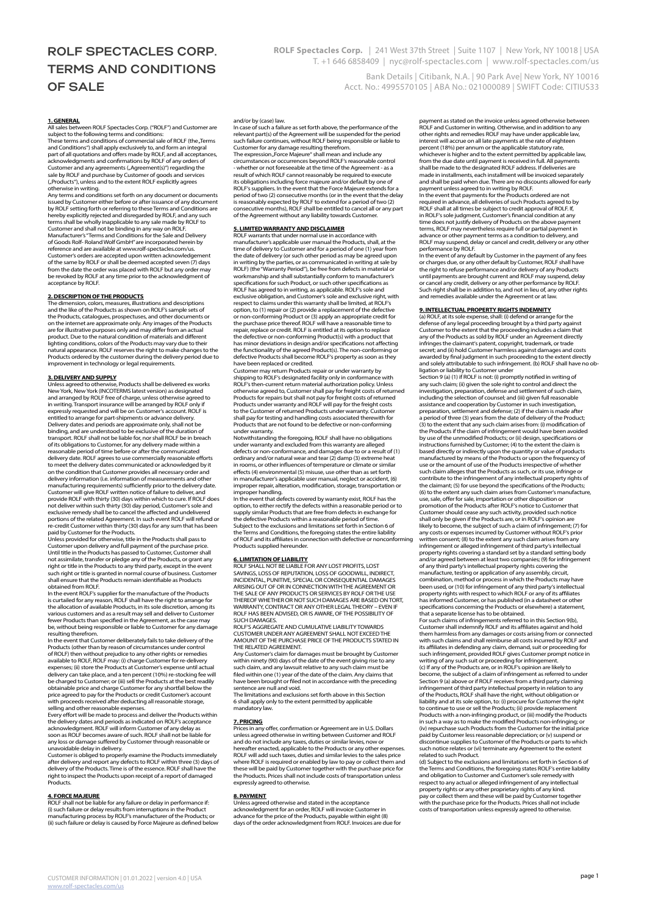# ROLF SPECTACLES CORP. TERMS AND CONDITIONS OF SALE

**ROLF Spectacles Corp.** | 241 West 37th Street | Suite 1107 | New York, NY 10018 | USA
T. +1 646 6858409 | nyc@rolf-spectacles.com | www.rolf-spectacles.com/us

Bank Details | Citibank, N.A. | 90 Park Ave| New York, NY 10016
Acct. No.: 4995570105 | ABA No.: 021000089 | SWIFT Code: CITIUS33

## 1. GENERAL

All sales between ROLF Spectacles Corp. ("ROLF") and Customer are subject to the following terms and conditions:
These terms and conditions of commercial sale of ROLF (the„Terms and Conditions") shall apply exclusively to, and form an integral part of all quotations and offers made by ROLF, and all acceptances, acknowledgments and confirmations by ROLF of any orders of Customer and any agreements („Agreement(s)") regarding the sale by ROLF and purchase by Customer of goods and services („Products"), unless and to the extent ROLF explicitly agrees otherwise in writing.
Any terms and conditions set forth on any document or documents issued by Customer either before or after issuance of any document by ROLF setting forth or referring to these Terms and Conditions are hereby explicitly rejected and disregarded by ROLF, and any such terms shall be wholly inapplicable to any sale made by ROLF to Customer and shall not be binding in any way on ROLF.
Manufacturer's "Terms and Conditions for the Sale and Delivery of Goods Rolf- Roland Wolf GmbH" are incorporated herein by reference and are available at www.rolf-spectacles.com/us.
Customer's orders are accepted upon written acknowledgement of the same by ROLF or shall be deemed accepted seven (7) days from the date the order was placed with ROLF but any order may be revoked by ROLF at any time prior to the acknowledgment of acceptance by ROLF.

## 2. DESCRIPTION OF THE PRODUCTS

The dimension, colors, measures, illustrations and descriptions and the like of the Products as shown on ROLF's sample sets of the Products, catalogues, prospectuses, and other documents or on the internet are approximate only. Any images of the Products are for illustrative purposes only and may differ from an actual product. Due to the natural condition of materials and different lighting conditions, colors of the Products may vary due to their natural appearance. ROLF reserves the right to make changes to the Products ordered by the customer during the delivery period due to improvement in technology or legal requirements.

## 3. DELIVERY AND SUPPLY

Unless agreed to otherwise, Products shall be delivered ex works New York, New York (INCOTERMS latest version) as designated and arranged by ROLF free of charge, unless otherwise agreed to in writing. Transport insurance will be arranged by ROLF only if expressly requested and will be on Customer's account. ROLF is entitled to arrange for part-shipments or advance delivery.
Delivery dates and periods are approximate only, shall not be binding, and are understood to be exclusive of the duration of transport. ROLF shall not be liable for, nor shall ROLF be in breach of its obligations to Customer, for any delivery made within a reasonable period of time before or after the communicated delivery date. ROLF agrees to use commercially reasonable efforts to meet the delivery dates communicated or acknowledged by it on the condition that Customer provides all necessary order and delivery information (i.e. information of measurements and other manufacturing requirements) sufficiently prior to the delivery date. Customer will give ROLF written notice of failure to deliver, and provide ROLF with thirty (30) days within which to cure. If ROLF does not deliver within such thirty (30) day period, Customer's sole and exclusive remedy shall be to cancel the affected and undelivered portions of the related Agreement. In such event ROLF will refund or re-credit Customer within thirty (30) days for any sum that has been paid by Customer for the Products.
Unless provided for otherwise, title in the Products shall pass to Customer upon delivery and full payment of the purchase price. Until title in the Products has passed to Customer, Customer shall not assimilate, transfer or pledge any of the Products, or grant any right or title in the Products to any third party, except in the event such right or title is granted in normal course of business. Customer shall ensure that the Products remain identifiable as Products obtained from ROLF.
In the event ROLF's supplier for the manufacture of the Products is curtailed for any reason, ROLF shall have the right to arrange for the allocation of available Products, in its sole discretion, among its various customers and as a result may sell and deliver to Customer fewer Products than specified in the Agreement, as the case may be, without being responsible or liable to Customer for any damage resulting therefrom.
In the event that Customer deliberately fails to take delivery of the Products (other than by reason of circumstances under control of ROLF) then without prejudice to any other rights or remedies available to ROLF, ROLF may: (i) charge Customer for re-delivery expenses; (ii) store the Products at Customer's expense until actual delivery can take place, and a ten percent (10%) re-stocking fee will be charged to Customer; or (iii) sell the Products at the best readily obtainable price and charge Customer for any shortfall below the price agreed to pay for the Products or credit Customer's account with proceeds received after deducting all reasonable storage, selling and other reasonable expenses.
Every effort will be made to process and deliver the Products within the delivery dates and periods as indicated on ROLF's acceptance acknowledgment. ROLF will inform Customer of any delay as soon as ROLF becomes aware of such. ROLF shall not be liable for any loss or damage suffered by Customer through reasonable or unavoidable delay in delivery.
Customer is obliged to properly examine the Products immediately after delivery and report any defects to ROLF within three (3) days of delivery of the Products. Time is of the essence. ROLF shall have the right to inspect the Products upon receipt of a report of damaged Products.

## 4. FORCE MAJEURE

ROLF shall not be liable for any failure or delay in performance if: (i) such failure or delay results from interruptions in the Product manufacturing process by ROLF's manufacturer of the Products; or (ii) such failure or delay is caused by Force Majeure as defined below and/or by (case) law.
In case of such a failure as set forth above, the performance of the relevant part(s) of the Agreement will be suspended for the period such failure continues, without ROLF being responsible or liable to Customer for any damage resulting therefrom.
The expression„Force Majeure" shall mean and include any circumstances or occurrences beyond ROLF's reasonable control - whether or not foreseeable at the time of the Agreement - as a result of which ROLF cannot reasonably be required to execute its obligations including force majeure and/or default by one of ROLF's suppliers. In the event that the Force Majeure extends for a period of two (2) consecutive months (or in the event that the delay is reasonably expected by ROLF to extend for a period of two (2) consecutive months), ROLF shall be entitled to cancel all or any part of the Agreement without any liability towards Customer.

## 5. LIMITED WARRANTY AND DISCLAIMER

ROLF warrants that under normal use in accordance with manufacturer's applicable user manual the Products shall, at the time of delivery to Customer and for a period of one (1) year from the date of delivery (or such other period as may be agreed upon in writing by the parties, or as communicated in writing at sale by ROLF) (the "Warranty Period"), be free from defects in material or workmanship and shall substantially conform to manufacturer's specifications for such Product, or such other specifications as ROLF has agreed to in writing, as applicable. ROLF's sole and exclusive obligation, and Customer's sole and exclusive right, with respect to claims under this warranty shall be limited, at ROLF's option, to (1) repair or (2) provide a replacement of the defective or non-conforming Product or (3) apply an appropriate credit for the purchase price thereof. ROLF will have a reasonable time to repair, replace or credit. ROLF is entitled at its option to replace the defective or non-conforming Product(s) with a product that has minor deviations in design and/or specifications not affecting the functionality of the agreed Product(s). The non-conforming or defective Products shall become ROLF's property as soon as they have been replaced or credited.
Customer may return Products repair or under warranty by shipping to ROLF's designated facility only in conformance with ROLF's then-current return material authorization policy. Unless otherwise agreed to, Customer shall pay for freight costs of returned Products for repairs but shall not pay for freight costs of returned Products under warranty and ROLF will pay for the freight costs to the Customer of the returned Products under warranty. Customer shall pay for testing and handling costs associated therewith for Products that are not found to be defective or non-conforming under warranty.
Notwithstanding the foregoing, ROLF shall have no obligations under warranty and excluded from this warranty are alleged defects or non-conformance, and damages due to or a result of (1) ordinary and/or natural wear and tear (2) damp (3) extreme heat in rooms, or other influences of temperature or climate or similar effects (4) environmental (5) misuse, use other than as set forth in manufacturer's applicable user manual, neglect or accident, (6) improper repair, alteration, modification, storage, transportation or improper handling.
In the event that defects covered by warranty exist, ROLF has the option, to either rectify the defects within a reasonable period or to supply similar Products that are free from defects in exchange for the defective Products within a reasonable period of time.
Subject to the exclusions and limitations set forth in Section 6 of the Terms and Conditions, the foregoing states the entire liability of ROLF and its affiliates in connection with defective or nonconforming Products supplied hereunder.

## 6. LIMITATION OF LIABILITY

ROLF SHALL NOT BE LIABLE FOR ANY LOST PROFITS, LOST SAVINGS, LOSS OF REPUTATION, LOSS OF GOODWILL, INDIRECT, INCIDENTAL, PUNITIVE, SPECIAL OR CONSEQUENTIAL DAMAGES ARISING OUT OF OR IN CONNECTION WITH THE AGREEMENT OR THE SALE OF ANY PRODUCTS OR SERVICES BY ROLF OR THE USE THEREOF WHETHER OR NOT SUCH DAMAGES ARE BASED ON TORT, WARRANTY, CONTRACT OR ANY OTHER LEGAL THEORY – EVEN IF ROLF HAS BEEN ADVISED, OR IS AWARE, OF THE POSSIBILITY OF SUCH DAMAGES.
ROLF'S AGGREGATE AND CUMULATIVE LIABILITY TOWARDS CUSTOMER UNDER ANY AGREEMENT SHALL NOT EXCEED THE AMOUNT OF THE PURCHASE PRICE OF THE PRODUCTS STATED IN THE RELATED AGREEMENT.
Any Customer's claim for damages must be brought by Customer within ninety (90) days of the date of the event giving rise to any such claim, and any lawsuit relative to any such claim must be filed within one (1) year of the date of the claim. Any claims that have been brought or filed not in accordance with the preceding sentence are null and void.
The limitations and exclusions set forth above in this Section 6 shall apply only to the extent permitted by applicable mandatory law.

## 7. PRICING

Prices in any offer, confirmation or Agreement are in U.S. Dollars unless agreed otherwise in writing between Customer and ROLF and do not include any taxes, duties or similar levies, now or hereafter enacted, applicable to the Products or any other expenses. ROLF will add such taxes, duties and similar levies to the sales price where ROLF is required or enabled by law to pay or collect them and these will be paid by Customer together with the purchase price for the Products. Prices shall not include costs of transportation unless expressly agreed to otherwise.

## 8. PAYMENT

Unless agreed otherwise and stated in the acceptance acknowledgment for an order, ROLF will invoice Customer in advance for the price of the Products, payable within eight (8) days of the order acknowledgment from ROLF. Invoices are due for payment as stated on the invoice unless agreed otherwise between ROLF and Customer in writing. Otherwise, and in addition to any other rights and remedies ROLF may have under applicable law, interest will accrue on all late payments at the rate of eighteen percent (18%) per annum or the applicable statutory rate, whichever is higher and to the extent permitted by applicable law, from the due date until payment is received in full. All payments shall be made to the designated ROLF address. If deliveries are made in installments, each installment will be invoiced separately and shall be paid when due. There are no discounts allowed for early payment unless agreed to in writing by ROLF.
In the event that payments for the Products ordered are not required in advance, all deliveries of such Products agreed to by ROLF shall at all times be subject to credit approval of ROLF. If, in ROLF's sole judgment, Customer's financial condition at any time does not justify delivery of Products on the above payment terms, ROLF may nevertheless require full or partial payment in advance or other payment terms as a condition to delivery, and ROLF may suspend, delay or cancel and credit, delivery or any other performance by ROLF.
In the event of any default by Customer in the payment of any fees or charges due, or any other default by Customer, ROLF shall have the right to refuse performance and/or delivery of any Products until payments are brought current and ROLF may suspend, delay or cancel any credit, delivery or any other performance by ROLF. Such right shall be in addition to, and not in lieu of, any other rights and remedies available under the Agreement or at law.

## 9. INTELLECTUAL PROPERTY RIGHTS INDEMNITY

(a) ROLF, at its sole expense, shall: (i) defend or arrange for the defense of any legal proceeding brought by a third party against Customer to the extent that the proceeding includes a claim that any of the Products as sold by ROLF under an Agreement directly infringes the claimant's patent, copyright, trademark, or trade secret; and (ii) hold Customer harmless against damages and costs awarded by final judgment in such proceeding to the extent directly and solely attributable to such infringement. (b) ROLF shall have no obligation or liability to Customer under
Section 9 (a) (1) if ROLF is not: (i) promptly notified in writing of any such claim; (ii) given the sole right to control and direct the investigation, preparation, defense and settlement of such claim, including the selection of counsel; and (iii) given full reasonable assistance and cooperation by Customer in such investigation, preparation, settlement and defense; (2) if the claim is made after a period of three (3) years from the date of delivery of the Product; (3) to the extent that any such claim arises from: (i) modification of the Products if the claim of infringement would have been avoided by use of the unmodified Products; or (ii) design, specifications or instructions furnished by Customer; (4) to the extent the claim is based directly or indirectly upon the quantity or value of products manufactured by means of the Products or upon the frequency of use or the amount of use of the Products irrespective of whether such claim alleges that the Products as such, or its use, infringe or contribute to the infringement of any intellectual property rights of the claimant; (5) for use beyond the specifications of the Products; (6) to the extent any such claim arises from Customer's manufacture, use, sale, offer for sale, importation or other disposition or promotion of the Products after ROLF's notice to Customer that Customer should cease any such activity, provided such notice shall only be given if the Products are, or in ROLF's opinion are likely to become, the subject of such a claim of infringement; (7) for any costs or expenses incurred by Customer without ROLF's prior written consent; (8) to the extent any such claim arises from any infringement or alleged infringement of third party's intellectual property rights covering a standard set by a standard setting body and/or agreed between at least two companies; (9) for infringement of any third party's intellectual property rights covering the manufacture, testing or application of any assembly, circuit, combination, method or process in which the Products may have been used, or (10) for infringement of any third party's intellectual property rights with respect to which ROLF or any of its affiliates has informed Customer, or has published (in a datasheet or other specifications concerning the Products or elsewhere) a statement, that a separate license has to be obtained.
For such claims of infringements referred to in this Section 9(b), Customer shall indemnify ROLF and its affiliates against and hold them harmless from any damages or costs arising from or connected with such claims and shall reimburse all costs incurred by ROLF and its affiliates in defending any claim, demand, suit or proceeding for such infringement, provided ROLF gives Customer prompt notice in writing of any such suit or proceeding for infringement.
(c) If any of the Products are, or in ROLF's opinion are likely to become, the subject of a claim of infringement as referred to under Section 9 (a) above or if ROLF receives from a third party claiming infringement of third party intellectual property in relation to any of the Products, ROLF shall have the right, without obligation or liability and at its sole option, to: (i) procure for Customer the right to continue to use or sell the Products; (ii) provide replacement Products with a non-infringing product, or (iii) modify the Products in such a way as to make the modified Products non-infringing; or (iv) repurchase such Products from the Customer for the initial price paid by Customer less reasonable depreciation; or (v) suspend or discontinue supplies to Customer of the Products or parts to which such notice relates or (vi) terminate any Agreement to the extent related to such Product.
(d) Subject to the exclusions and limitations set forth in Section 6 of the Terms and Conditions, the foregoing states ROLF's entire liability and obligation to Customer and Customer's sole remedy with respect to any actual or alleged infringement of any intellectual property rights or any other proprietary rights of any kind.
pay or collect them and these will be paid by Customer together with the purchase price for the Products. Prices shall not include costs of transportation unless expressly agreed to otherwise.

CUSTOMER INFORMATION | 01.01.2022 | version 4.0 | USA
www.rolf-spectacles.com/us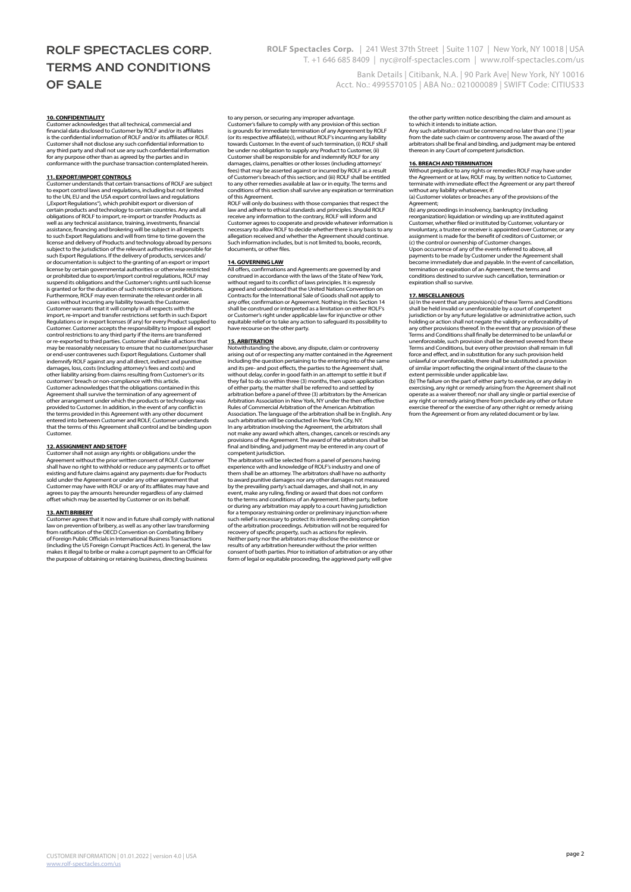# ROLF SPECTACLES CORP. TERMS AND CONDITIONS OF SALE

**ROLF Spectacles Corp.** | 241 West 37th Street | Suite 1107 | New York, NY 10018 | USA
T. +1 646 685 8409 | nyc@rolf-spectacles.com | www.rolf-spectacles.com/us

Bank Details | Citibank, N.A. | 90 Park Ave| New York, NY 10016
Acct. No.: 4995570105 | ABA No.: 021000089 | SWIFT Code: CITIUS33

**10. CONFIDENTIALITY**

Customer acknowledges that all technical, commercial and financial data disclosed to Customer by ROLF and/or its affiliates is the confidential information of ROLF and/or its affiliates or ROLF. Customer shall not disclose any such confidential information to any third party and shall not use any such confidential information for any purpose other than as agreed by the parties and in conformance with the purchase transaction contemplated herein.

**11. EXPORT/IMPORT CONTROLS**

Customer understands that certain transactions of ROLF are subject to export control laws and regulations, including but not limited to the UN, EU and the USA export control laws and regulations („Export Regulations"), which prohibit export or diversion of certain products and technology to certain countries. Any and all obligations of ROLF to import, re-import or transfer Products as well as any technical assistance, training, investments, financial assistance, financing and brokering will be subject in all respects to such Export Regulations and will from time to time govern the license and delivery of Products and technology abroad by persons subject to the jurisdiction of the relevant authorities responsible for such Export Regulations. If the delivery of products, services and/ or documentation is subject to the granting of an export or import license by certain governmental authorities or otherwise restricted or prohibited due to export/import control regulations, ROLF may suspend its obligations and the Customer's rights until such license is granted or for the duration of such restrictions or prohibitions. Furthermore, ROLF may even terminate the relevant order in all cases without incurring any liability towards the Customer. Customer warrants that it will comply in all respects with the import, re-import and transfer restrictions set forth in such Export Regulations or in export licenses (if any) for every Product supplied to Customer. Customer accepts the responsibility to impose all export control restrictions to any third party if the items are transferred or re-exported to third parties. Customer shall take all actions that may be reasonably necessary to ensure that no customer/purchaser or end-user contravenes such Export Regulations. Customer shall indemnify ROLF against any and all direct, indirect and punitive damages, loss, costs (including attorney's fees and costs) and other liability arising from claims resulting from Customer's or its customers' breach or non-compliance with this article. Customer acknowledges that the obligations contained in this Agreement shall survive the termination of any agreement of other arrangement under which the products or technology was provided to Customer. In addition, in the event of any conflict in the terms provided in this Agreement with any other document entered into between Customer and ROLF, Customer understands that the terms of this Agreement shall control and be binding upon Customer.

**12. ASSIGNMENT AND SETOFF**

Customer shall not assign any rights or obligations under the Agreement without the prior written consent of ROLF. Customer shall have no right to withhold or reduce any payments or to offset existing and future claims against any payments due for Products sold under the Agreement or under any other agreement that Customer may have with ROLF or any of its affiliates may have and agrees to pay the amounts hereunder regardless of any claimed offset which may be asserted by Customer or on its behalf.

**13. ANTI BRIBERY**

Customer agrees that it now and in future shall comply with national law on prevention of bribery, as well as any other law transforming from ratification of the OECD Convention on Combating Bribery of Foreign Public Officials in International Business Transactions (including the US Foreign Corrupt Practices Act). In general, the law makes it illegal to bribe or make a corrupt payment to an Official for the purpose of obtaining or retaining business, directing business to any person, or securing any improper advantage.
Customer's failure to comply with any provision of this section is grounds for immediate termination of any Agreement by ROLF (or its respective affiliate(s)), without ROLF's incurring any liability towards Customer. In the event of such termination, (i) ROLF shall be under no obligation to supply any Product to Customer, (ii) Customer shall be responsible for and indemnify ROLF for any damages, claims, penalties or other losses (including attorneys' fees) that may be asserted against or incurred by ROLF as a result of Customer's breach of this section; and (iii) ROLF shall be entitled to any other remedies available at law or in equity. The terms and conditions of this section shall survive any expiration or termination of this Agreement.
ROLF will only do business with those companies that respect the law and adhere to ethical standards and principles. Should ROLF receive any information to the contrary, ROLF will inform and Customer agrees to cooperate and provide whatever information is necessary to allow ROLF to decide whether there is any basis to any allegation received and whether the Agreement should continue. Such information includes, but is not limited to, books, records, documents, or other files.

**14. GOVERNING LAW**

All offers, confirmations and Agreements are governed by and construed in accordance with the laws of the State of New York, without regard to its conflict of laws principles. It is expressly agreed and understood that the United Nations Convention on Contracts for the International Sale of Goods shall not apply to any offer, confirmation or Agreement. Nothing in this Section 14 shall be construed or interpreted as a limitation on either ROLF's or Customer's right under applicable law for injunctive or other equitable relief or to take any action to safeguard its possibility to have recourse on the other party.

**15. ARBITRATION**

Notwithstanding the above, any dispute, claim or controversy arising out of or respecting any matter contained in the Agreement including the question pertaining to the entering into of the same and its pre- and post effects, the parties to the Agreement shall, without delay, confer in good faith in an attempt to settle it but if they fail to do so within three (3) months, then upon application of either party, the matter shall be referred to and settled by arbitration before a panel of three (3) arbitrators by the American Arbitration Association in New York, NY under the then effective Rules of Commercial Arbitration of the American Arbitration Association. The language of the arbitration shall be in English. Any such arbitration will be conducted in New York City, NY.
In any arbitration involving the Agreement, the arbitrators shall not make any award which alters, changes, cancels or rescinds any provisions of the Agreement. The award of the arbitrators shall be final and binding, and judgment may be entered in any court of competent jurisdiction.
The arbitrators will be selected from a panel of persons having experience with and knowledge of ROLF's industry and one of them shall be an attorney. The arbitrators shall have no authority to award punitive damages nor any other damages not measured by the prevailing party's actual damages, and shall not, in any event, make any ruling, finding or award that does not conform to the terms and conditions of an Agreement. Either party, before or during any arbitration may apply to a court having jurisdiction for a temporary restraining order or preliminary injunction where such relief is necessary to protect its interests pending completion of the arbitration proceedings. Arbitration will not be required for recovery of specific property, such as actions for replevin.
Neither party nor the arbitrators may disclose the existence or results of any arbitration hereunder without the prior written consent of both parties. Prior to initiation of arbitration or any other form of legal or equitable proceeding, the aggrieved party will give the other party written notice describing the claim and amount as to which it intends to initiate action.
Any such arbitration must be commenced no later than one (1) year from the date such claim or controversy arose. The award of the arbitrators shall be final and binding, and judgment may be entered thereon in any Court of competent jurisdiction.

**16. BREACH AND TERMINATION**

Without prejudice to any rights or remedies ROLF may have under the Agreement or at law, ROLF may, by written notice to Customer, terminate with immediate effect the Agreement or any part thereof without any liability whatsoever, if:
(a) Customer violates or breaches any of the provisions of the Agreement;
(b) any proceedings in insolvency, bankruptcy (including reorganization) liquidation or winding up are instituted against Customer, whether filed or instituted by Customer, voluntary or involuntary, a trustee or receiver is appointed over Customer, or any assignment is made for the benefit of creditors of Customer; or
(c) the control or ownership of Customer changes.
Upon occurrence of any of the events referred to above, all payments to be made by Customer under the Agreement shall become immediately due and payable. In the event of cancellation, termination or expiration of an Agreement, the terms and conditions destined to survive such cancellation, termination or expiration shall so survive.

**17. MISCELLANEOUS**

(a) In the event that any provision(s) of these Terms and Conditions shall be held invalid or unenforceable by a court of competent jurisdiction or by any future legislative or administrative action, such holding or action shall not negate the validity or enforceability of any other provisions thereof. In the event that any provision of these Terms and Conditions shall finally be determined to be unlawful or unenforceable, such provision shall be deemed severed from these Terms and Conditions, but every other provision shall remain in full force and effect, and in substitution for any such provision held unlawful or unenforceable, there shall be substituted a provision of similar import reflecting the original intent of the clause to the extent permissible under applicable law.
(b) The failure on the part of either party to exercise, or any delay in exercising, any right or remedy arising from the Agreement shall not operate as a waiver thereof; nor shall any single or partial exercise of any right or remedy arising there from preclude any other or future exercise thereof or the exercise of any other right or remedy arising from the Agreement or from any related document or by law.

CUSTOMER INFORMATION | 01.01.2022 | version 4.0 | USA
www.rolf-spectacles.com/us